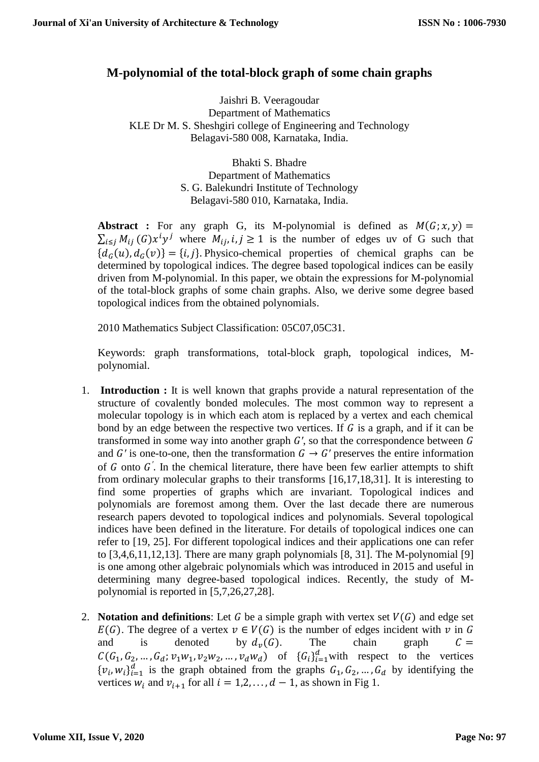# M-polynomial of the total-block graph of some chain graphs

Jaishri B. Veeragoudar
Department of Mathematics
KLE Dr M. S. Sheshgiri college of Engineering and Technology
Belagavi-580 008, Karnataka, India.

Bhakti S. Bhadre
Department of Mathematics
S. G. Balekundri Institute of Technology
Belagavi-580 010, Karnataka, India.

**Abstract :** For any graph G, its M-polynomial is defined as $M(G;x,y) = \sum_{i\leq j} M_{ij}(G)x^i y^j$ where $M_{ij}, i,j \geq 1$ is the number of edges uv of G such that $\{d_G(u), d_G(v)\} = \{i,j\}$. Physico-chemical properties of chemical graphs can be determined by topological indices. The degree based topological indices can be easily driven from M-polynomial. In this paper, we obtain the expressions for M-polynomial of the total-block graphs of some chain graphs. Also, we derive some degree based topological indices from the obtained polynomials.

2010 Mathematics Subject Classification: 05C07,05C31.

Keywords: graph transformations, total-block graph, topological indices, M-polynomial.

1. **Introduction :** It is well known that graphs provide a natural representation of the structure of covalently bonded molecules. The most common way to represent a molecular topology is in which each atom is replaced by a vertex and each chemical bond by an edge between the respective two vertices. If $G$ is a graph, and if it can be transformed in some way into another graph $G'$, so that the correspondence between $G$ and $G'$ is one-to-one, then the transformation $G \rightarrow G'$ preserves the entire information of $G$ onto $G'$. In the chemical literature, there have been few earlier attempts to shift from ordinary molecular graphs to their transforms [16,17,18,31]. It is interesting to find some properties of graphs which are invariant. Topological indices and polynomials are foremost among them. Over the last decade there are numerous research papers devoted to topological indices and polynomials. Several topological indices have been defined in the literature. For details of topological indices one can refer to [19, 25]. For different topological indices and their applications one can refer to [3,4,6,11,12,13]. There are many graph polynomials [8, 31]. The M-polynomial [9] is one among other algebraic polynomials which was introduced in 2015 and useful in determining many degree-based topological indices. Recently, the study of M-polynomial is reported in [5,7,26,27,28].

2. **Notation and definitions**: Let $G$ be a simple graph with vertex set $V(G)$ and edge set $E(G)$. The degree of a vertex $v \in V(G)$ is the number of edges incident with $v$ in $G$ and is denoted by $d_v(G)$. The chain graph $C = C(G_1, G_2, \ldots, G_d; v_1w_1, v_2w_2, \ldots, v_dw_d)$ of $\{G_i\}_{i=1}^{d}$ with respect to the vertices $\{v_i, w_i\}_{i=1}^{d}$ is the graph obtained from the graphs $G_1, G_2, \ldots, G_d$ by identifying the vertices $w_i$ and $v_{i+1}$ for all $i = 1,2,\ldots, d-1$, as shown in Fig 1.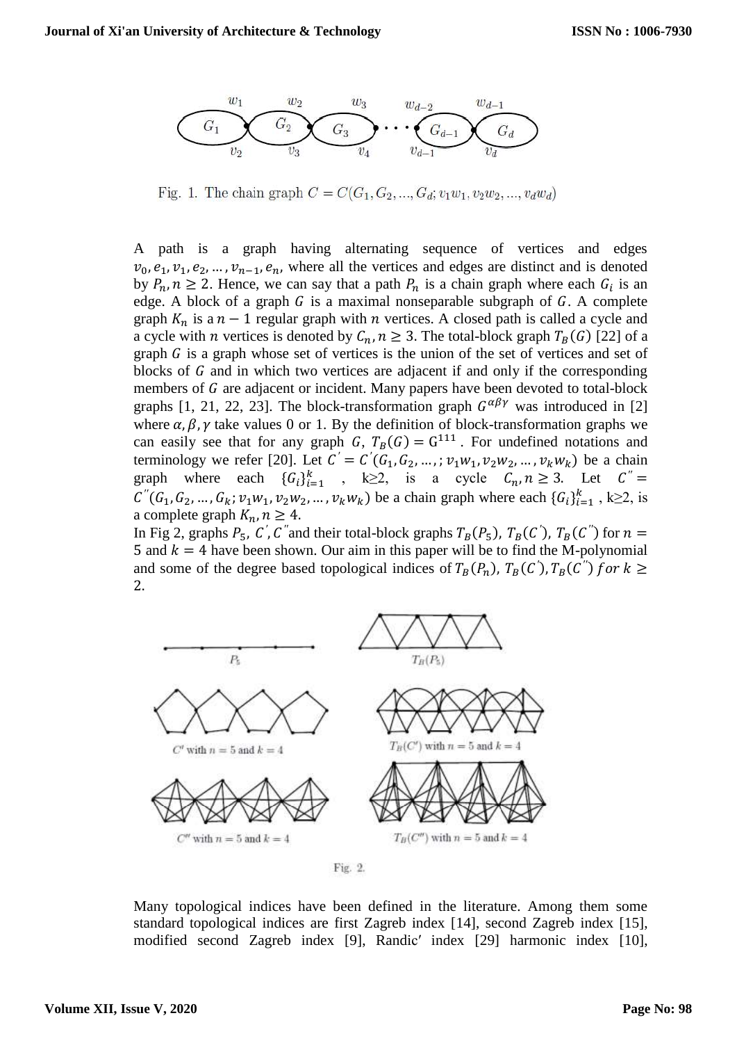Fig. 1. The chain graph $C = C(G_1, G_2, ..., G_d; v_1w_1, v_2w_2, ..., v_dw_d)$

A path is a graph having alternating sequence of vertices and edges $v_0, e_1, v_1, e_2, ..., v_{n-1}, e_n$, where all the vertices and edges are distinct and is denoted by $P_n, n \geq 2$. Hence, we can say that a path $P_n$ is a chain graph where each $G_i$ is an edge. A block of a graph $G$ is a maximal nonseparable subgraph of $G$. A complete graph $K_n$ is a $n-1$ regular graph with $n$ vertices. A closed path is called a cycle and a cycle with $n$ vertices is denoted by $C_n, n \geq 3$. The total-block graph $T_B(G)$ [22] of a graph $G$ is a graph whose set of vertices is the union of the set of vertices and set of blocks of $G$ and in which two vertices are adjacent if and only if the corresponding members of $G$ are adjacent or incident. Many papers have been devoted to total-block graphs [1, 21, 22, 23]. The block-transformation graph $G^{\alpha\beta\gamma}$ was introduced in [2] where $\alpha, \beta, \gamma$ take values 0 or 1. By the definition of block-transformation graphs we can easily see that for any graph $G$, $T_B(G) = G^{111}$. For undefined notations and terminology we refer [20]. Let $C' = C'(G_1, G_2, ..., ; v_1w_1, v_2w_2, ..., v_kw_k)$ be a chain graph where each $\{G_i\}_{i=1}^{k}$, k≥2, is a cycle $C_n, n \geq 3$. Let $C'' = C''(G_1, G_2, ..., G_k; v_1w_1, v_2w_2, ..., v_kw_k)$ be a chain graph where each $\{G_i\}_{i=1}^{k}$, k≥2, is a complete graph $K_n, n \geq 4$.

In Fig 2, graphs $P_5$, $C'$, $C''$ and their total-block graphs $T_B(P_5)$, $T_B(C')$, $T_B(C'')$ for $n = 5$ and $k = 4$ have been shown. Our aim in this paper will be to find the M-polynomial and some of the degree based topological indices of $T_B(P_n)$, $T_B(C')$, $T_B(C'')$ $for$ $k \geq 2$.

$P_5$ $T_B(P_5)$

$C'$ with $n = 5$ and $k = 4$ $T_B(C')$ with $n = 5$ and $k = 4$

$C''$ with $n = 5$ and $k = 4$ $T_B(C'')$ with $n = 5$ and $k = 4$

Fig. 2.

Many topological indices have been defined in the literature. Among them some standard topological indices are first Zagreb index [14], second Zagreb index [15], modified second Zagreb index [9], Randic′ index [29] harmonic index [10],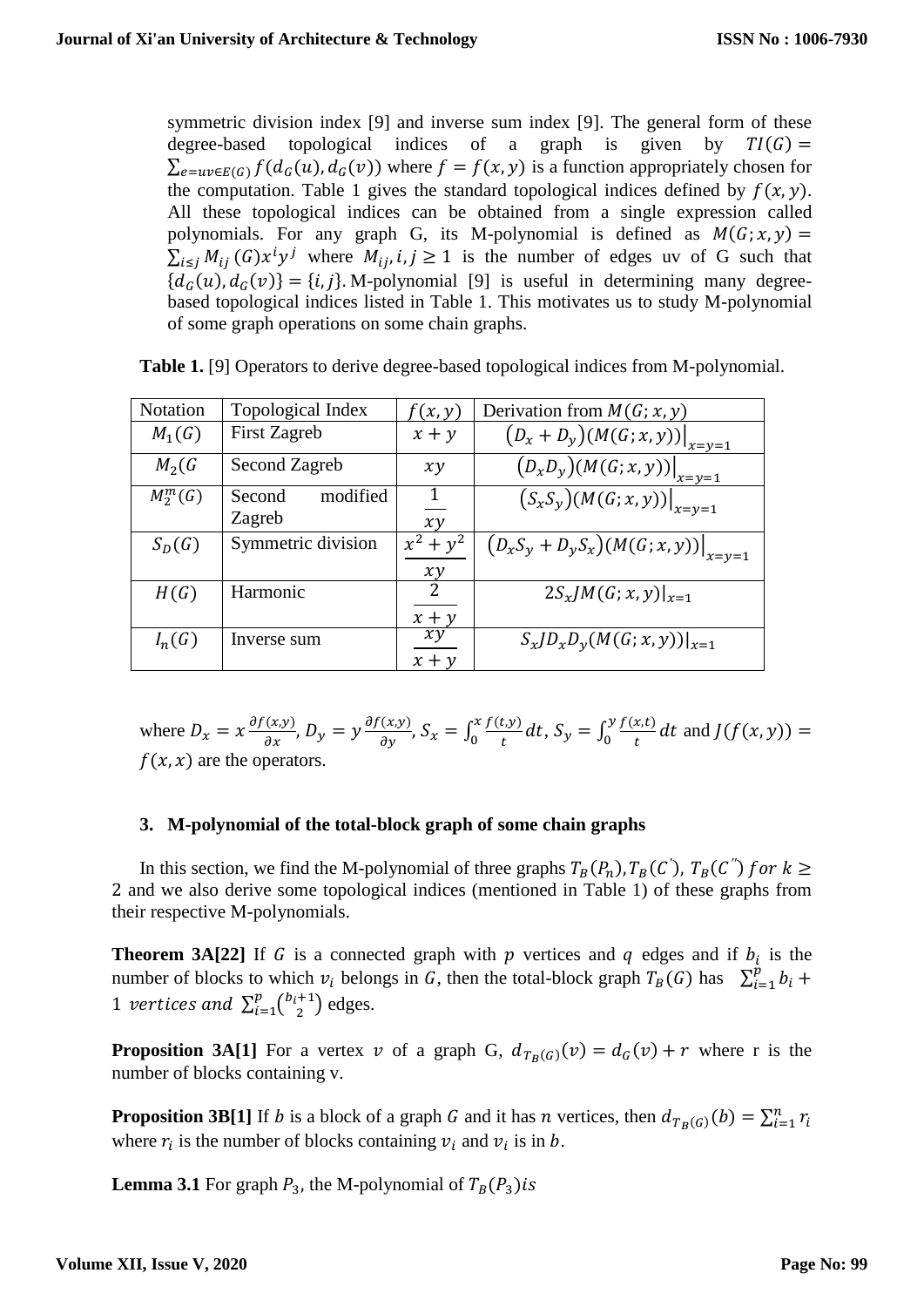symmetric division index [9] and inverse sum index [9]. The general form of these degree-based topological indices of a graph is given by $TI(G) = \sum_{e=uv\in E(G)} f(d_G(u), d_G(v))$ where $f = f(x, y)$ is a function appropriately chosen for the computation. Table 1 gives the standard topological indices defined by $f(x, y)$. All these topological indices can be obtained from a single expression called polynomials. For any graph G, its M-polynomial is defined as $M(G; x, y) = \sum_{i\leq j} M_{ij}(G)x^i y^j$ where $M_{ij}, i, j \geq 1$ is the number of edges uv of G such that $\{d_G(u), d_G(v)\} = \{i, j\}$. M-polynomial [9] is useful in determining many degree-based topological indices listed in Table 1. This motivates us to study M-polynomial of some graph operations on some chain graphs.

**Table 1.** [9] Operators to derive degree-based topological indices from M-polynomial.

| Notation | Topological Index | $f(x, y)$ | Derivation from $M(G; x, y)$ |
|---|---|---|---|
| $M_1(G)$ | First Zagreb | $x + y$ | $(D_x + D_y)(M(G; x, y))\big\vert_{x=y=1}$ |
| $M_2(G$ | Second Zagreb | $xy$ | $(D_x D_y)(M(G; x, y))\big\vert_{x=y=1}$ |
| $M_2^m(G)$ | Second modified Zagreb | $\frac{1}{xy}$ | $(S_x S_y)(M(G; x, y))\big\vert_{x=y=1}$ |
| $S_D(G)$ | Symmetric division | $\frac{x^2 + y^2}{xy}$ | $(D_x S_y + D_y S_x)(M(G; x, y))\big\vert_{x=y=1}$ |
| $H(G)$ | Harmonic | $\frac{2}{x+y}$ | $2S_x J M(G; x, y)\vert_{x=1}$ |
| $I_n(G)$ | Inverse sum | $\frac{xy}{x+y}$ | $S_x J D_x D_y(M(G; x, y))\vert_{x=1}$ |

where $D_x = x\frac{\partial f(x,y)}{\partial x}$, $D_y = y\frac{\partial f(x,y)}{\partial y}$, $S_x = \int_0^x \frac{f(t,y)}{t}dt$, $S_y = \int_0^y \frac{f(x,t)}{t}dt$ and $J(f(x, y)) = f(x, x)$ are the operators.

## 3. M-polynomial of the total-block graph of some chain graphs

In this section, we find the M-polynomial of three graphs $T_B(P_n)$, $T_B(C^{'})$, $T_B(C^{''})$ $for\ k \geq 2$ and we also derive some topological indices (mentioned in Table 1) of these graphs from their respective M-polynomials.

**Theorem 3A[22]** If $G$ is a connected graph with $p$ vertices and $q$ edges and if $b_i$ is the number of blocks to which $v_i$ belongs in $G$, then the total-block graph $T_B(G)$ has $\sum_{i=1}^{p} b_i + 1$ *vertices and* $\sum_{i=1}^{p}\binom{b_i+1}{2}$ edges.

**Proposition 3A[1]** For a vertex $v$ of a graph G, $d_{T_B(G)}(v) = d_G(v) + r$ where r is the number of blocks containing v.

**Proposition 3B[1]** If $b$ is a block of a graph $G$ and it has $n$ vertices, then $d_{T_B(G)}(b) = \sum_{i=1}^{n} r_i$ where $r_i$ is the number of blocks containing $v_i$ and $v_i$ is in $b$.

**Lemma 3.1** For graph $P_3$, the M-polynomial of $T_B(P_3) is$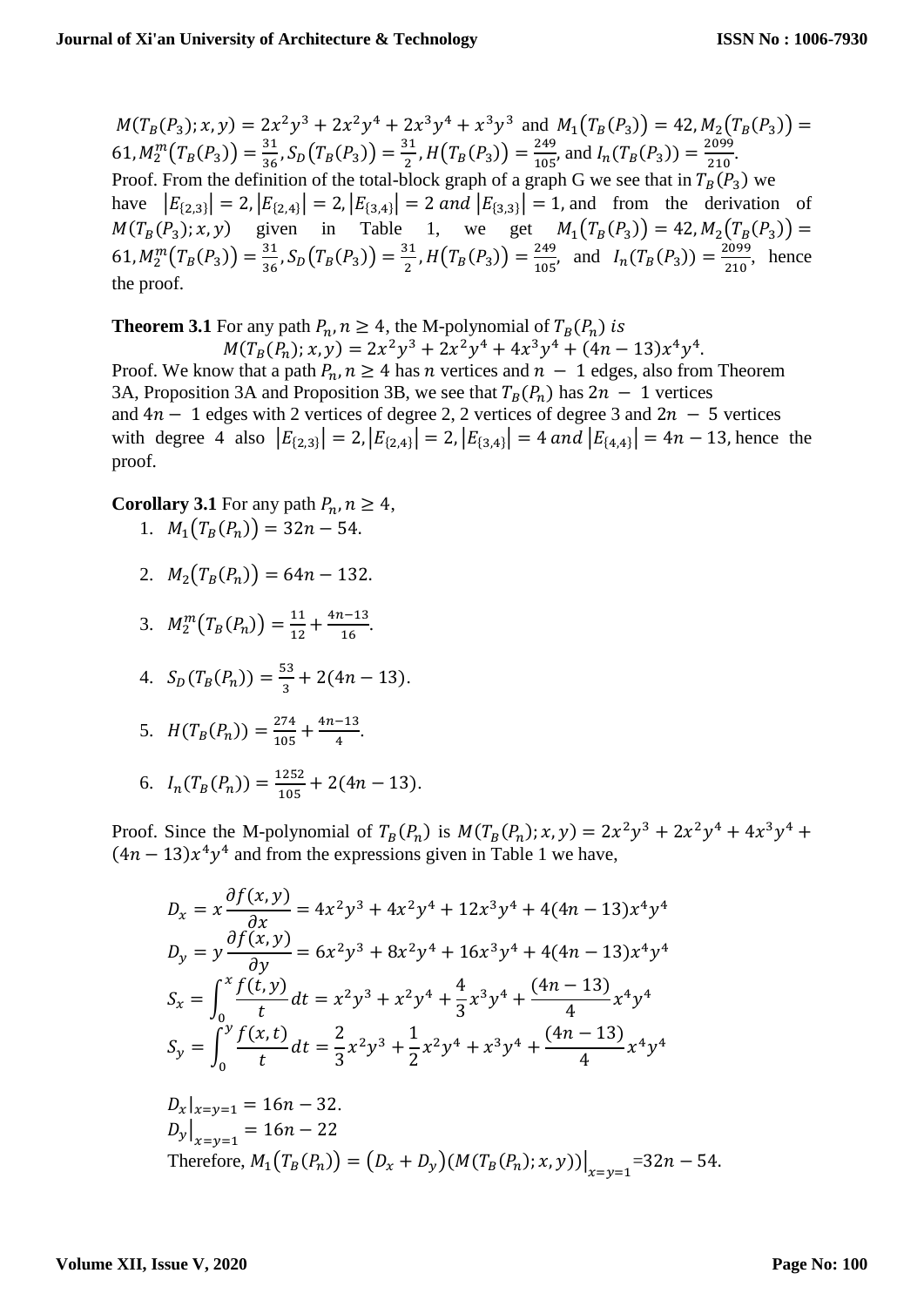$M(T_B(P_3); x, y) = 2x^2y^3 + 2x^2y^4 + 2x^3y^4 + x^3y^3$ and $M_1(T_B(P_3)) = 42, M_2(T_B(P_3)) = 61, M_2^m(T_B(P_3)) = \frac{31}{36}, S_D(T_B(P_3)) = \frac{31}{2}, H(T_B(P_3)) = \frac{249}{105}$, and $I_n(T_B(P_3)) = \frac{2099}{210}$.

Proof. From the definition of the total-block graph of a graph G we see that in $T_B(P_3)$ we have $|E_{\{2,3\}}| = 2, |E_{\{2,4\}}| = 2, |E_{\{3,4\}}| = 2$ *and* $|E_{\{3,3\}}| = 1$, and from the derivation of $M(T_B(P_3); x, y)$ given in Table 1, we get $M_1(T_B(P_3)) = 42, M_2(T_B(P_3)) = 61, M_2^m(T_B(P_3)) = \frac{31}{36}, S_D(T_B(P_3)) = \frac{31}{2}, H(T_B(P_3)) = \frac{249}{105}$, and $I_n(T_B(P_3)) = \frac{2099}{210}$, hence the proof.

**Theorem 3.1** For any path $P_n, n \geq 4$, the M-polynomial of $T_B(P_n)$ *is*

$$M(T_B(P_n); x, y) = 2x^2y^3 + 2x^2y^4 + 4x^3y^4 + (4n - 13)x^4y^4.$$

Proof. We know that a path $P_n, n \geq 4$ has $n$ vertices and $n - 1$ edges, also from Theorem 3A, Proposition 3A and Proposition 3B, we see that $T_B(P_n)$ has $2n - 1$ vertices and $4n - 1$ edges with 2 vertices of degree 2, 2 vertices of degree 3 and $2n - 5$ vertices with degree 4 also $|E_{\{2,3\}}| = 2, |E_{\{2,4\}}| = 2, |E_{\{3,4\}}| = 4$ *and* $|E_{\{4,4\}}| = 4n - 13$, hence the proof.

**Corollary 3.1** For any path $P_n, n \geq 4$,

1. $M_1(T_B(P_n)) = 32n - 54$.
2. $M_2(T_B(P_n)) = 64n - 132$.
3. $M_2^m(T_B(P_n)) = \frac{11}{12} + \frac{4n-13}{16}$.
4. $S_D(T_B(P_n)) = \frac{53}{3} + 2(4n - 13)$.
5. $H(T_B(P_n)) = \frac{274}{105} + \frac{4n-13}{4}$.
6. $I_n(T_B(P_n)) = \frac{1252}{105} + 2(4n - 13)$.

Proof. Since the M-polynomial of $T_B(P_n)$ is $M(T_B(P_n); x, y) = 2x^2y^3 + 2x^2y^4 + 4x^3y^4 + (4n - 13)x^4y^4$ and from the expressions given in Table 1 we have,

$$D_x = x\frac{\partial f(x,y)}{\partial x} = 4x^2y^3 + 4x^2y^4 + 12x^3y^4 + 4(4n - 13)x^4y^4$$

$$D_y = y\frac{\partial f(x,y)}{\partial y} = 6x^2y^3 + 8x^2y^4 + 16x^3y^4 + 4(4n - 13)x^4y^4$$

$$S_x = \int_0^x \frac{f(t,y)}{t}dt = x^2y^3 + x^2y^4 + \frac{4}{3}x^3y^4 + \frac{(4n-13)}{4}x^4y^4$$

$$S_y = \int_0^y \frac{f(x,t)}{t}dt = \frac{2}{3}x^2y^3 + \frac{1}{2}x^2y^4 + x^3y^4 + \frac{(4n-13)}{4}x^4y^4$$

$$D_x|_{x=y=1} = 16n - 32.$$

$$D_y\big|_{x=y=1} = 16n - 22$$

Therefore, $M_1(T_B(P_n)) = (D_x + D_y)(M(T_B(P_n); x, y))\big|_{x=y=1} = 32n - 54$.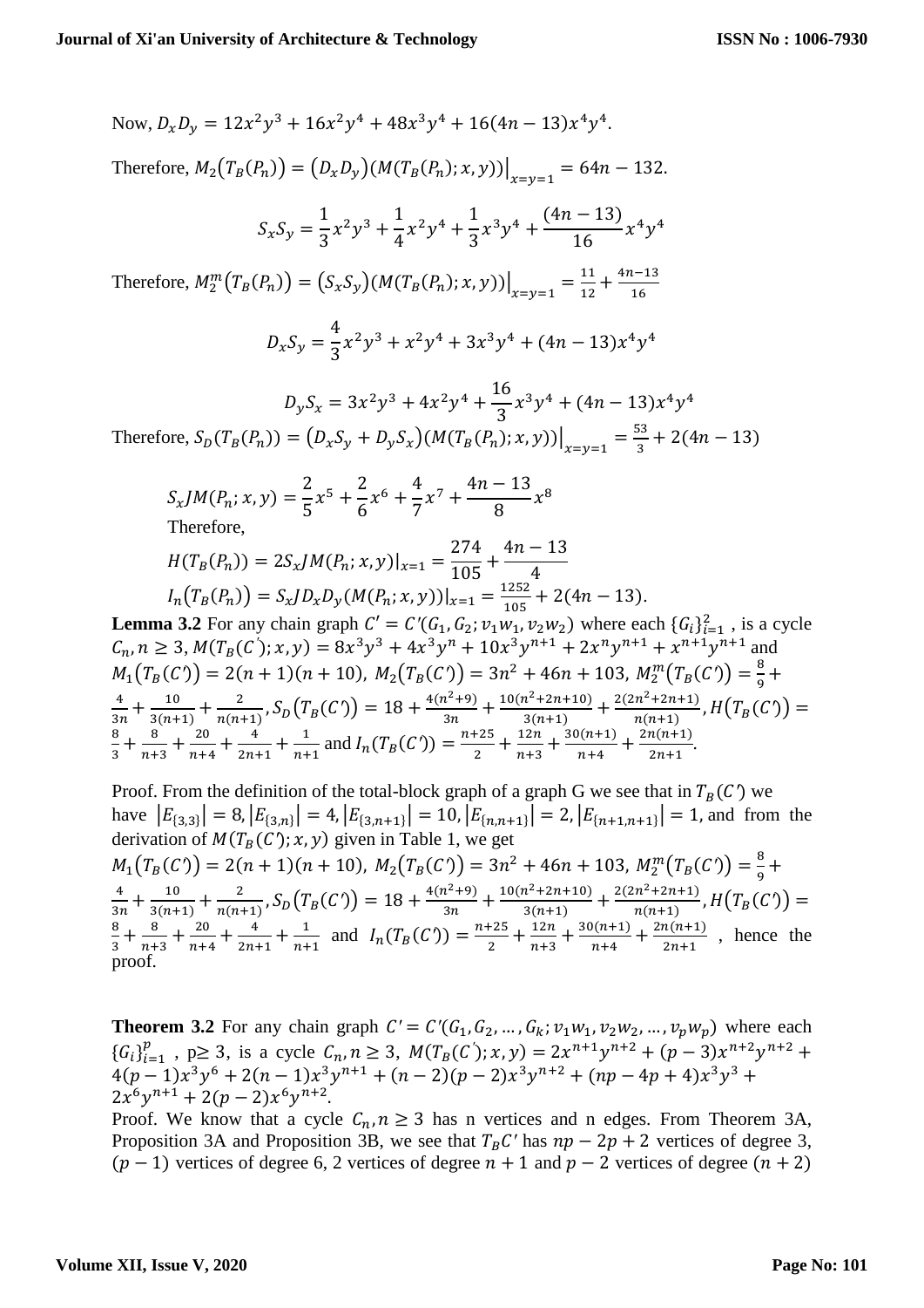Now, $D_x D_y = 12x^2y^3 + 16x^2y^4 + 48x^3y^4 + 16(4n-13)x^4y^4$.

Therefore, $M_2(T_B(P_n)) = (D_x D_y)(M(T_B(P_n);x,y))\big|_{x=y=1} = 64n - 132$.

$$S_x S_y = \frac{1}{3}x^2y^3 + \frac{1}{4}x^2y^4 + \frac{1}{3}x^3y^4 + \frac{(4n-13)}{16}x^4y^4$$

Therefore, $M_2^m(T_B(P_n)) = (S_x S_y)(M(T_B(P_n);x,y))\big|_{x=y=1} = \frac{11}{12} + \frac{4n-13}{16}$

$$D_x S_y = \frac{4}{3}x^2y^3 + x^2y^4 + 3x^3y^4 + (4n-13)x^4y^4$$

$$D_y S_x = 3x^2y^3 + 4x^2y^4 + \frac{16}{3}x^3y^4 + (4n-13)x^4y^4$$

Therefore, $S_D(T_B(P_n)) = (D_x S_y + D_y S_x)(M(T_B(P_n);x,y))\big|_{x=y=1} = \frac{53}{3} + 2(4n-13)$

$$S_x JM(P_n;x,y) = \frac{2}{5}x^5 + \frac{2}{6}x^6 + \frac{4}{7}x^7 + \frac{4n-13}{8}x^8$$

Therefore,

$$H(T_B(P_n)) = 2S_x JM(P_n;x,y)|_{x=1} = \frac{274}{105} + \frac{4n-13}{4}$$

$$I_n(T_B(P_n)) = S_x J D_x D_y(M(P_n;x,y))|_{x=1} = \frac{1252}{105} + 2(4n-13).$$

**Lemma 3.2** For any chain graph $C' = C'(G_1, G_2; v_1w_1, v_2w_2)$ where each $\{G_i\}_{i=1}^{2}$ , is a cycle $C_n, n \geq 3$, $M(T_B(C');x,y) = 8x^3y^3 + 4x^3y^n + 10x^3y^{n+1} + 2x^ny^{n+1} + x^{n+1}y^{n+1}$ and $M_1(T_B(C')) = 2(n+1)(n+10)$, $M_2(T_B(C')) = 3n^2 + 46n + 103$, $M_2^m(T_B(C')) = \frac{8}{9} + \frac{4}{3n} + \frac{10}{3(n+1)} + \frac{2}{n(n+1)}$, $S_D(T_B(C')) = 18 + \frac{4(n^2+9)}{3n} + \frac{10(n^2+2n+10)}{3(n+1)} + \frac{2(2n^2+2n+1)}{n(n+1)}$, $H(T_B(C')) = \frac{8}{3} + \frac{8}{n+3} + \frac{20}{n+4} + \frac{4}{2n+1} + \frac{1}{n+1}$ and $I_n(T_B(C')) = \frac{n+25}{2} + \frac{12n}{n+3} + \frac{30(n+1)}{n+4} + \frac{2n(n+1)}{2n+1}$.

Proof. From the definition of the total-block graph of a graph G we see that in $T_B(C')$ we have $|E_{\{3,3\}}| = 8$, $|E_{\{3,n\}}| = 4$, $|E_{\{3,n+1\}}| = 10$, $|E_{\{n,n+1\}}| = 2$, $|E_{\{n+1,n+1\}}| = 1$, and from the derivation of $M(T_B(C');x,y)$ given in Table 1, we get $M_1(T_B(C')) = 2(n+1)(n+10)$, $M_2(T_B(C')) = 3n^2 + 46n + 103$, $M_2^m(T_B(C')) = \frac{8}{9} + \frac{4}{3n} + \frac{10}{3(n+1)} + \frac{2}{n(n+1)}$, $S_D(T_B(C')) = 18 + \frac{4(n^2+9)}{3n} + \frac{10(n^2+2n+10)}{3(n+1)} + \frac{2(2n^2+2n+1)}{n(n+1)}$, $H(T_B(C')) = \frac{8}{3} + \frac{8}{n+3} + \frac{20}{n+4} + \frac{4}{2n+1} + \frac{1}{n+1}$ and $I_n(T_B(C')) = \frac{n+25}{2} + \frac{12n}{n+3} + \frac{30(n+1)}{n+4} + \frac{2n(n+1)}{2n+1}$ , hence the proof.

**Theorem 3.2** For any chain graph $C' = C'(G_1, G_2, \ldots, G_k; v_1w_1, v_2w_2, \ldots, v_pw_p)$ where each $\{G_i\}_{i=1}^{p}$ , p≥ 3, is a cycle $C_n, n \geq 3$, $M(T_B(C');x,y) = 2x^{n+1}y^{n+2} + (p-3)x^{n+2}y^{n+2} + 4(p-1)x^3y^6 + 2(n-1)x^3y^{n+1} + (n-2)(p-2)x^3y^{n+2} + (np-4p+4)x^3y^3 + 2x^6y^{n+1} + 2(p-2)x^6y^{n+2}$.

Proof. We know that a cycle $C_n, n \geq 3$ has n vertices and n edges. From Theorem 3A, Proposition 3A and Proposition 3B, we see that $T_BC'$ has $np - 2p + 2$ vertices of degree 3, $(p-1)$ vertices of degree 6, 2 vertices of degree $n+1$ and $p-2$ vertices of degree $(n+2)$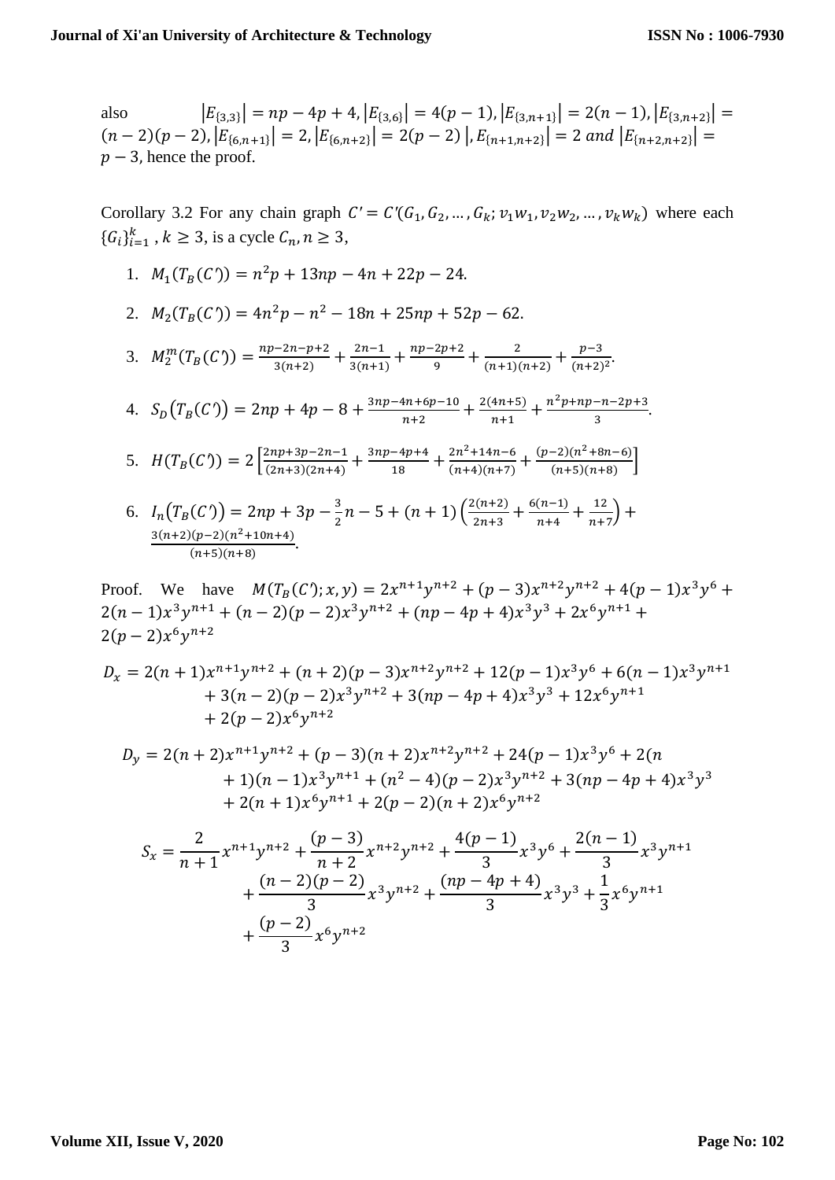also $\left|E_{\{3,3\}}\right| = np - 4p + 4, \left|E_{\{3,6\}}\right| = 4(p-1), \left|E_{\{3,n+1\}}\right| = 2(n-1), \left|E_{\{3,n+2\}}\right| = (n-2)(p-2), \left|E_{\{6,n+1\}}\right| = 2, \left|E_{\{6,n+2\}}\right| = 2(p-2)\ \Big|, E_{\{n+1,n+2\}}\Big| = 2$ $and$ $\left|E_{\{n+2,n+2\}}\right| = p-3$, hence the proof.

Corollary 3.2 For any chain graph $C' = C'(G_1, G_2, \ldots, G_k; v_1w_1, v_2w_2, \ldots, v_kw_k)$ where each $\{G_i\}_{i=1}^{k}$ , $k \geq 3$, is a cycle $C_n, n \geq 3$,

1. $M_1(T_B(C')) = n^2p + 13np - 4n + 22p - 24.$
2. $M_2(T_B(C')) = 4n^2p - n^2 - 18n + 25np + 52p - 62.$
3. $M_2^m(T_B(C')) = \frac{np-2n-p+2}{3(n+2)} + \frac{2n-1}{3(n+1)} + \frac{np-2p+2}{9} + \frac{2}{(n+1)(n+2)} + \frac{p-3}{(n+2)^2}.$
4. $S_D\big(T_B(C')\big) = 2np + 4p - 8 + \frac{3np-4n+6p-10}{n+2} + \frac{2(4n+5)}{n+1} + \frac{n^2p+np-n-2p+3}{3}.$
5. $H(T_B(C')) = 2\left[\frac{2np+3p-2n-1}{(2n+3)(2n+4)} + \frac{3np-4p+4}{18} + \frac{2n^2+14n-6}{(n+4)(n+7)} + \frac{(p-2)(n^2+8n-6)}{(n+5)(n+8)}\right]$
6. $I_n\big(T_B(C')\big) = 2np + 3p - \frac{3}{2}n - 5 + (n+1)\left(\frac{2(n+2)}{2n+3} + \frac{6(n-1)}{n+4} + \frac{12}{n+7}\right) + \frac{3(n+2)(p-2)(n^2+10n+4)}{(n+5)(n+8)}.$

Proof. We have $M(T_B(C'); x, y) = 2x^{n+1}y^{n+2} + (p-3)x^{n+2}y^{n+2} + 4(p-1)x^3y^6 + 2(n-1)x^3y^{n+1} + (n-2)(p-2)x^3y^{n+2} + (np-4p+4)x^3y^3 + 2x^6y^{n+1} + 2(p-2)x^6y^{n+2}$

$$D_x = 2(n+1)x^{n+1}y^{n+2} + (n+2)(p-3)x^{n+2}y^{n+2} + 12(p-1)x^3y^6 + 6(n-1)x^3y^{n+1} + 3(n-2)(p-2)x^3y^{n+2} + 3(np-4p+4)x^3y^3 + 12x^6y^{n+1} + 2(p-2)x^6y^{n+2}$$

$$D_y = 2(n+2)x^{n+1}y^{n+2} + (p-3)(n+2)x^{n+2}y^{n+2} + 24(p-1)x^3y^6 + 2(n+1)(n-1)x^3y^{n+1} + (n^2-4)(p-2)x^3y^{n+2} + 3(np-4p+4)x^3y^3 + 2(n+1)x^6y^{n+1} + 2(p-2)(n+2)x^6y^{n+2}$$

$$S_x = \frac{2}{n+1}x^{n+1}y^{n+2} + \frac{(p-3)}{n+2}x^{n+2}y^{n+2} + \frac{4(p-1)}{3}x^3y^6 + \frac{2(n-1)}{3}x^3y^{n+1} + \frac{(n-2)(p-2)}{3}x^3y^{n+2} + \frac{(np-4p+4)}{3}x^3y^3 + \frac{1}{3}x^6y^{n+1} + \frac{(p-2)}{3}x^6y^{n+2}$$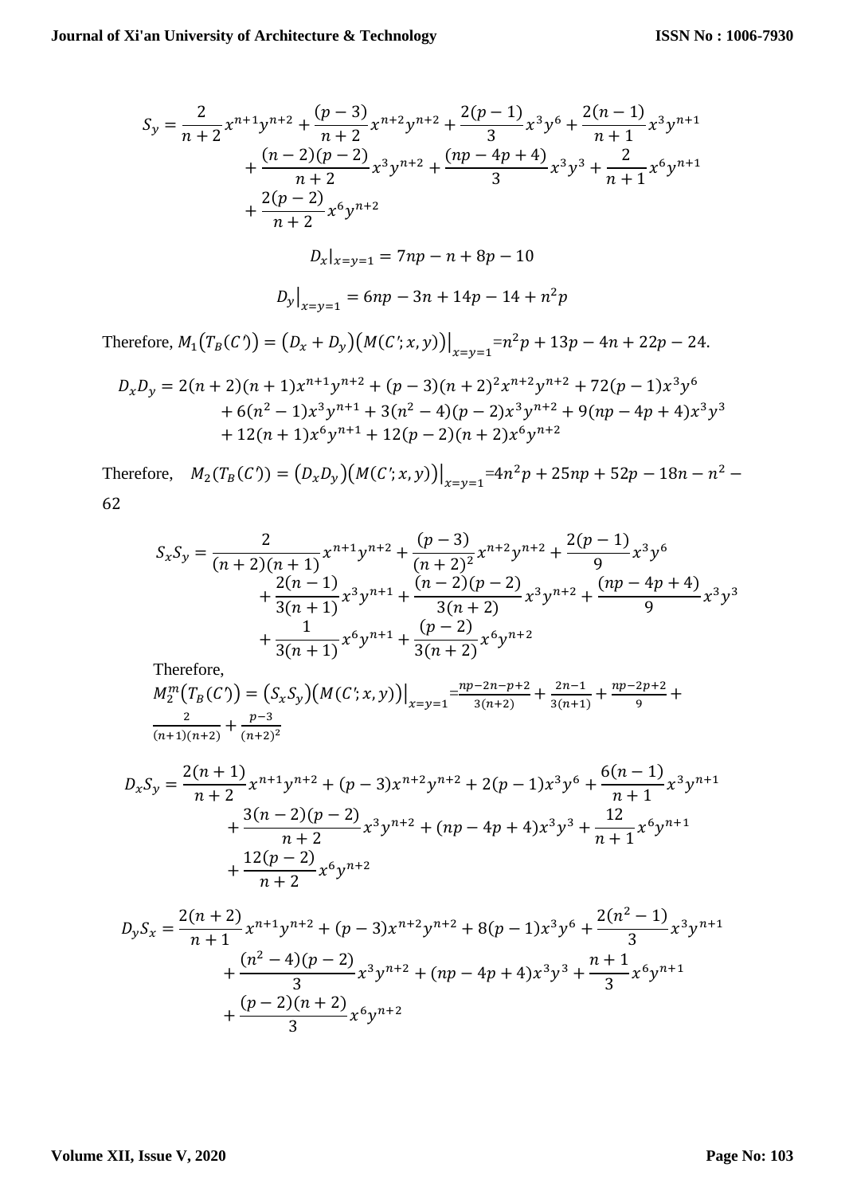$$S_y = \frac{2}{n+2}x^{n+1}y^{n+2} + \frac{(p-3)}{n+2}x^{n+2}y^{n+2} + \frac{2(p-1)}{3}x^3y^6 + \frac{2(n-1)}{n+1}x^3y^{n+1} + \frac{(n-2)(p-2)}{n+2}x^3y^{n+2} + \frac{(np-4p+4)}{3}x^3y^3 + \frac{2}{n+1}x^6y^{n+1} + \frac{2(p-2)}{n+2}x^6y^{n+2}$$

$$D_x|_{x=y=1} = 7np - n + 8p - 10$$

$$D_y\big|_{x=y=1} = 6np - 3n + 14p - 14 + n^2p$$

Therefore, $M_1\big(T_B(C')\big) = \big(D_x + D_y\big)\big(M(C';x,y)\big)\big|_{x=y=1} = n^2p + 13p - 4n + 22p - 24.$

$$D_xD_y = 2(n+2)(n+1)x^{n+1}y^{n+2} + (p-3)(n+2)^2x^{n+2}y^{n+2} + 72(p-1)x^3y^6 + 6(n^2-1)x^3y^{n+1} + 3(n^2-4)(p-2)x^3y^{n+2} + 9(np-4p+4)x^3y^3 + 12(n+1)x^6y^{n+1} + 12(p-2)(n+2)x^6y^{n+2}$$

Therefore, $M_2(T_B(C')) = \big(D_xD_y\big)\big(M(C';x,y)\big)\big|_{x=y=1} = 4n^2p + 25np + 52p - 18n - n^2 - 62$

$$S_xS_y = \frac{2}{(n+2)(n+1)}x^{n+1}y^{n+2} + \frac{(p-3)}{(n+2)^2}x^{n+2}y^{n+2} + \frac{2(p-1)}{9}x^3y^6 + \frac{2(n-1)}{3(n+1)}x^3y^{n+1} + \frac{(n-2)(p-2)}{3(n+2)}x^3y^{n+2} + \frac{(np-4p+4)}{9}x^3y^3 + \frac{1}{3(n+1)}x^6y^{n+1} + \frac{(p-2)}{3(n+2)}x^6y^{n+2}$$

Therefore,

$M_2^m\big(T_B(C')\big) = \big(S_xS_y\big)\big(M(C';x,y)\big)\big|_{x=y=1} = \frac{np-2n-p+2}{3(n+2)} + \frac{2n-1}{3(n+1)} + \frac{np-2p+2}{9} + \frac{2}{(n+1)(n+2)} + \frac{p-3}{(n+2)^2}$

$$D_xS_y = \frac{2(n+1)}{n+2}x^{n+1}y^{n+2} + (p-3)x^{n+2}y^{n+2} + 2(p-1)x^3y^6 + \frac{6(n-1)}{n+1}x^3y^{n+1} + \frac{3(n-2)(p-2)}{n+2}x^3y^{n+2} + (np-4p+4)x^3y^3 + \frac{12}{n+1}x^6y^{n+1} + \frac{12(p-2)}{n+2}x^6y^{n+2}$$

$$D_yS_x = \frac{2(n+2)}{n+1}x^{n+1}y^{n+2} + (p-3)x^{n+2}y^{n+2} + 8(p-1)x^3y^6 + \frac{2(n^2-1)}{3}x^3y^{n+1} + \frac{(n^2-4)(p-2)}{3}x^3y^{n+2} + (np-4p+4)x^3y^3 + \frac{n+1}{3}x^6y^{n+1} + \frac{(p-2)(n+2)}{3}x^6y^{n+2}$$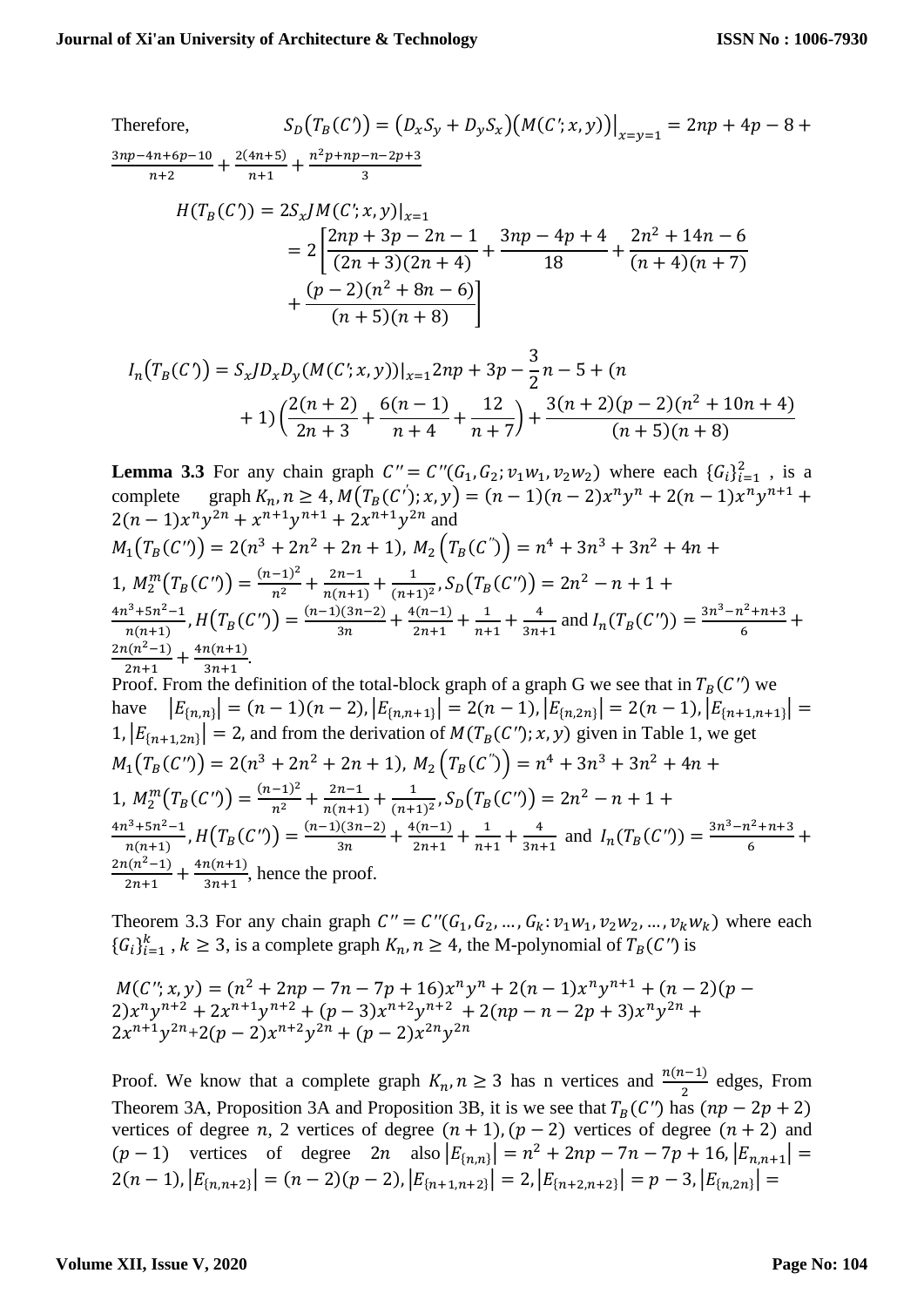Therefore, $S_D(T_B(C')) = (D_x S_y + D_y S_x)(M(C';x,y))\big|_{x=y=1} = 2np + 4p - 8 + \frac{3np-4n+6p-10}{n+2} + \frac{2(4n+5)}{n+1} + \frac{n^2p+np-n-2p+3}{3}$

$$H(T_B(C')) = 2S_xJM(C';x,y)|_{x=1} = 2\left[\frac{2np+3p-2n-1}{(2n+3)(2n+4)} + \frac{3np-4p+4}{18} + \frac{2n^2+14n-6}{(n+4)(n+7)} + \frac{(p-2)(n^2+8n-6)}{(n+5)(n+8)}\right]$$

$$I_n(T_B(C')) = S_xJD_xD_y(M(C';x,y))|_{x=1} 2np + 3p - \frac{3}{2}n - 5 + (n+1)\left(\frac{2(n+2)}{2n+3} + \frac{6(n-1)}{n+4} + \frac{12}{n+7}\right) + \frac{3(n+2)(p-2)(n^2+10n+4)}{(n+5)(n+8)}$$

**Lemma 3.3** For any chain graph $C'' = C''(G_1, G_2; v_1w_1, v_2w_2)$ where each $\{G_i\}_{i=1}^{2}$ , is a complete graph $K_n, n \geq 4$, $M(T_B(C'); x, y) = (n-1)(n-2)x^n y^n + 2(n-1)x^n y^{n+1} + 2(n-1)x^n y^{2n} + x^{n+1}y^{n+1} + 2x^{n+1}y^{2n}$ and $M_1(T_B(C'')) = 2(n^3 + 2n^2 + 2n + 1)$, $M_2(T_B(C'')) = n^4 + 3n^3 + 3n^2 + 4n + 1$, $M_2^m(T_B(C'')) = \frac{(n-1)^2}{n^2} + \frac{2n-1}{n(n+1)} + \frac{1}{(n+1)^2}$, $S_D(T_B(C'')) = 2n^2 - n + 1 + \frac{4n^3+5n^2-1}{n(n+1)}$, $H(T_B(C'')) = \frac{(n-1)(3n-2)}{3n} + \frac{4(n-1)}{2n+1} + \frac{1}{n+1} + \frac{4}{3n+1}$ and $I_n(T_B(C'')) = \frac{3n^3-n^2+n+3}{6} + \frac{2n(n^2-1)}{2n+1} + \frac{4n(n+1)}{3n+1}$.

Proof. From the definition of the total-block graph of a graph G we see that in $T_B(C'')$ we have $|E_{\{n,n\}}| = (n-1)(n-2)$, $|E_{\{n,n+1\}}| = 2(n-1)$, $|E_{\{n,2n\}}| = 2(n-1)$, $|E_{\{n+1,n+1\}}| = 1$, $|E_{\{n+1,2n\}}| = 2$, and from the derivation of $M(T_B(C''); x, y)$ given in Table 1, we get $M_1(T_B(C'')) = 2(n^3 + 2n^2 + 2n + 1)$, $M_2(T_B(C'')) = n^4 + 3n^3 + 3n^2 + 4n + 1$, $M_2^m(T_B(C'')) = \frac{(n-1)^2}{n^2} + \frac{2n-1}{n(n+1)} + \frac{1}{(n+1)^2}$, $S_D(T_B(C'')) = 2n^2 - n + 1 + \frac{4n^3+5n^2-1}{n(n+1)}$, $H(T_B(C'')) = \frac{(n-1)(3n-2)}{3n} + \frac{4(n-1)}{2n+1} + \frac{1}{n+1} + \frac{4}{3n+1}$ and $I_n(T_B(C'')) = \frac{3n^3-n^2+n+3}{6} + \frac{2n(n^2-1)}{2n+1} + \frac{4n(n+1)}{3n+1}$, hence the proof.

Theorem 3.3 For any chain graph $C'' = C''(G_1, G_2, \ldots, G_k: v_1w_1, v_2w_2, \ldots, v_kw_k)$ where each $\{G_i\}_{i=1}^{k}$ , $k \geq 3$, is a complete graph $K_n, n \geq 4$, the M-polynomial of $T_B(C'')$ is

$M(C''; x, y) = (n^2 + 2np - 7n - 7p + 16)x^n y^n + 2(n-1)x^n y^{n+1} + (n-2)(p-2)x^n y^{n+2} + 2x^{n+1}y^{n+2} + (p-3)x^{n+2}y^{n+2} + 2(np - n - 2p + 3)x^n y^{2n} + 2x^{n+1}y^{2n} + 2(p-2)x^{n+2}y^{2n} + (p-2)x^{2n}y^{2n}$

Proof. We know that a complete graph $K_n, n \geq 3$ has n vertices and $\frac{n(n-1)}{2}$ edges, From Theorem 3A, Proposition 3A and Proposition 3B, it is we see that $T_B(C'')$ has $(np - 2p + 2)$ vertices of degree $n$, 2 vertices of degree $(n+1)$, $(p-2)$ vertices of degree $(n+2)$ and $(p-1)$ vertices of degree $2n$ also $|E_{\{n,n\}}| = n^2 + 2np - 7n - 7p + 16$, $|E_{n,n+1}| = 2(n-1)$, $|E_{\{n,n+2\}}| = (n-2)(p-2)$, $|E_{\{n+1,n+2\}}| = 2$, $|E_{\{n+2,n+2\}}| = p-3$, $|E_{\{n,2n\}}| =$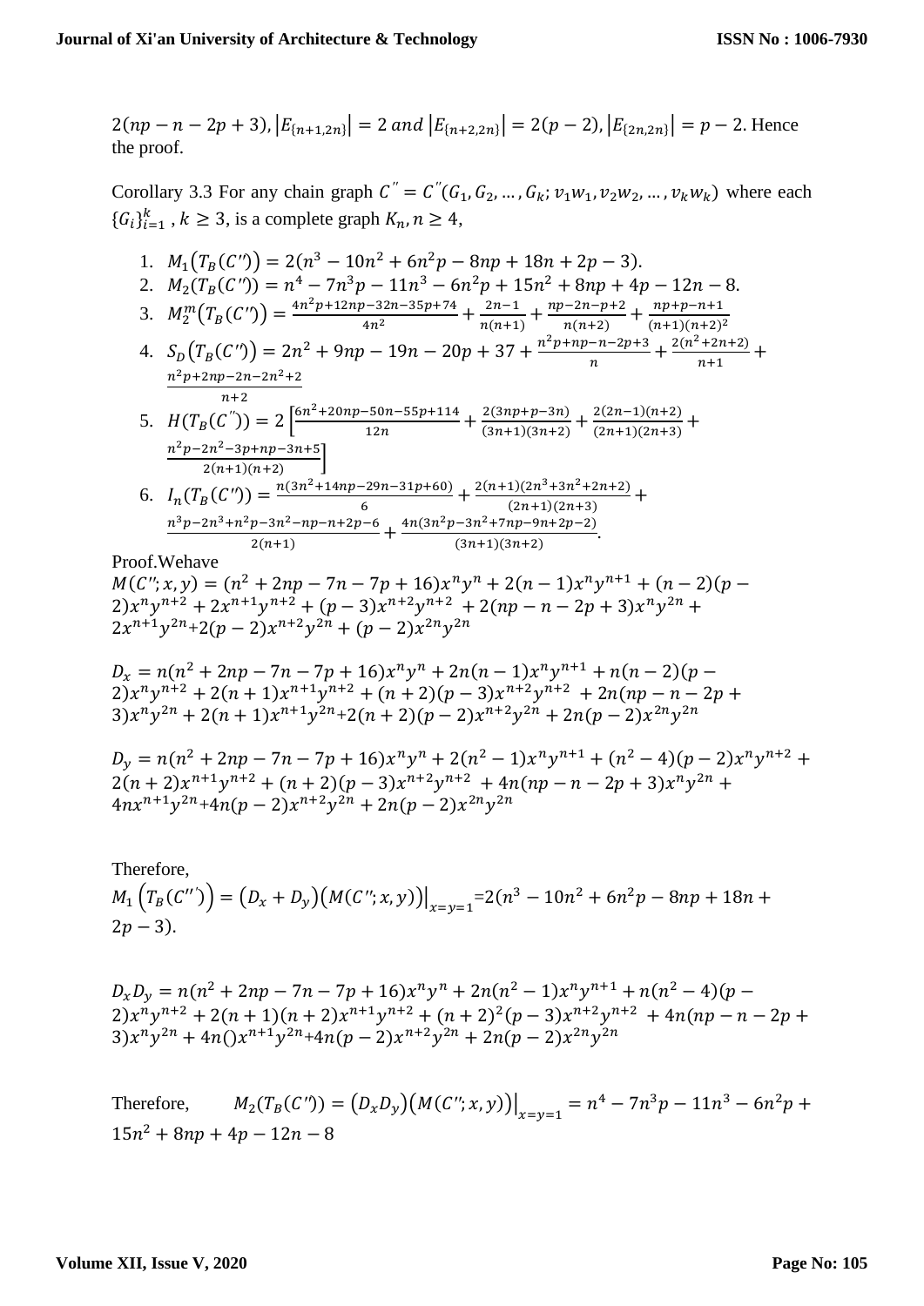$2(np-n-2p+3)$, $|E_{\{n+1,2n\}}| = 2$ and $|E_{\{n+2,2n\}}| = 2(p-2)$, $|E_{\{2n,2n\}}| = p-2$. Hence the proof.

Corollary 3.3 For any chain graph $C'' = C''(G_1, G_2, \ldots, G_k; v_1w_1, v_2w_2, \ldots, v_kw_k)$ where each $\{G_i\}_{i=1}^{k}$, $k \geq 3$, is a complete graph $K_n, n \geq 4$,

1. $M_1(T_B(C'')) = 2(n^3 - 10n^2 + 6n^2p - 8np + 18n + 2p - 3)$.
2. $M_2(T_B(C'')) = n^4 - 7n^3p - 11n^3 - 6n^2p + 15n^2 + 8np + 4p - 12n - 8$.
3. $M_2^m(T_B(C'')) = \frac{4n^2p+12np-32n-35p+74}{4n^2} + \frac{2n-1}{n(n+1)} + \frac{np-2n-p+2}{n(n+2)} + \frac{np+p-n+1}{(n+1)(n+2)^2}$
4. $S_D(T_B(C'')) = 2n^2 + 9np - 19n - 20p + 37 + \frac{n^2p+np-n-2p+3}{n} + \frac{2(n^2+2n+2)}{n+1} + \frac{n^2p+2np-2n-2n^2+2}{n+2}$
5. $H(T_B(C'')) = 2\left[\frac{6n^2+20np-50n-55p+114}{12n} + \frac{2(3np+p-3n)}{(3n+1)(3n+2)} + \frac{2(2n-1)(n+2)}{(2n+1)(2n+3)} + \frac{n^2p-2n^2-3p+np-3n+5}{2(n+1)(n+2)}\right]$
6. $I_n(T_B(C'')) = \frac{n(3n^2+14np-29n-31p+60)}{6} + \frac{2(n+1)(2n^3+3n^2+2n+2)}{(2n+1)(2n+3)} + \frac{n^3p-2n^3+n^2p-3n^2-np-n+2p-6}{2(n+1)} + \frac{4n(3n^2p-3n^2+7np-9n+2p-2)}{(3n+1)(3n+2)}$.

Proof.Wehave

$M(C''; x, y) = (n^2 + 2np - 7n - 7p + 16)x^n y^n + 2(n-1)x^n y^{n+1} + (n-2)(p-2)x^n y^{n+2} + 2x^{n+1}y^{n+2} + (p-3)x^{n+2}y^{n+2} + 2(np - n - 2p + 3)x^n y^{2n} + 2x^{n+1}y^{2n} + 2(p-2)x^{n+2}y^{2n} + (p-2)x^{2n}y^{2n}$

$D_x = n(n^2 + 2np - 7n - 7p + 16)x^n y^n + 2n(n-1)x^n y^{n+1} + n(n-2)(p-2)x^n y^{n+2} + 2(n+1)x^{n+1}y^{n+2} + (n+2)(p-3)x^{n+2}y^{n+2} + 2n(np - n - 2p + 3)x^n y^{2n} + 2(n+1)x^{n+1}y^{2n} + 2(n+2)(p-2)x^{n+2}y^{2n} + 2n(p-2)x^{2n}y^{2n}$

$D_y = n(n^2 + 2np - 7n - 7p + 16)x^n y^n + 2(n^2-1)x^n y^{n+1} + (n^2-4)(p-2)x^n y^{n+2} + 2(n+2)x^{n+1}y^{n+2} + (n+2)(p-3)x^{n+2}y^{n+2} + 4n(np - n - 2p + 3)x^n y^{2n} + 4nx^{n+1}y^{2n} + 4n(p-2)x^{n+2}y^{2n} + 2n(p-2)x^{2n}y^{2n}$

Therefore,

$M_1\left(T_B(C'')\right) = \left(D_x + D_y\right)\left(M(C''; x, y)\right)\Big|_{x=y=1} = 2(n^3 - 10n^2 + 6n^2p - 8np + 18n + 2p - 3)$.

$D_xD_y = n(n^2 + 2np - 7n - 7p + 16)x^n y^n + 2n(n^2-1)x^n y^{n+1} + n(n^2-4)(p-2)x^n y^{n+2} + 2(n+1)(n+2)x^{n+1}y^{n+2} + (n+2)^2(p-3)x^{n+2}y^{n+2} + 4n(np - n - 2p + 3)x^n y^{2n} + 4n()x^{n+1}y^{2n} + 4n(p-2)x^{n+2}y^{2n} + 2n(p-2)x^{2n}y^{2n}$

Therefore, $M_2(T_B(C'')) = \left(D_xD_y\right)\left(M(C''; x, y)\right)\Big|_{x=y=1} = n^4 - 7n^3p - 11n^3 - 6n^2p + 15n^2 + 8np + 4p - 12n - 8$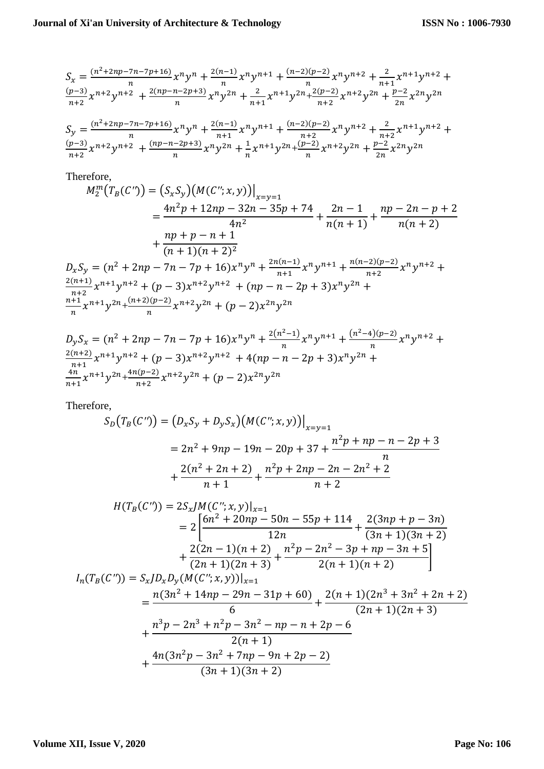$$S_x = \frac{(n^2+2np-7n-7p+16)}{n}x^n y^n + \frac{2(n-1)}{n}x^n y^{n+1} + \frac{(n-2)(p-2)}{n}x^n y^{n+2} + \frac{2}{n+1}x^{n+1}y^{n+2} + \frac{(p-3)}{n+2}x^{n+2}y^{n+2} + \frac{2(np-n-2p+3)}{n}x^n y^{2n} + \frac{2}{n+1}x^{n+1}y^{2n} + \frac{2(p-2)}{n+2}x^{n+2}y^{2n} + \frac{p-2}{2n}x^{2n}y^{2n}$$

$$S_y = \frac{(n^2+2np-7n-7p+16)}{n}x^n y^n + \frac{2(n-1)}{n+1}x^n y^{n+1} + \frac{(n-2)(p-2)}{n+2}x^n y^{n+2} + \frac{2}{n+2}x^{n+1}y^{n+2} + \frac{(p-3)}{n+2}x^{n+2}y^{n+2} + \frac{(np-n-2p+3)}{n}x^n y^{2n} + \frac{1}{n}x^{n+1}y^{2n} + \frac{(p-2)}{n}x^{n+2}y^{2n} + \frac{p-2}{2n}x^{2n}y^{2n}$$

Therefore,

$$\begin{aligned} M_2^m(T_B(C'')) &= (S_x S_y)(M(C'';x,y))\big|_{x=y=1} \\ &= \frac{4n^2p+12np-32n-35p+74}{4n^2} + \frac{2n-1}{n(n+1)} + \frac{np-2n-p+2}{n(n+2)} \\ &\quad + \frac{np+p-n+1}{(n+1)(n+2)^2} \end{aligned}$$

$$D_x S_y = (n^2+2np-7n-7p+16)x^n y^n + \frac{2n(n-1)}{n+1}x^n y^{n+1} + \frac{n(n-2)(p-2)}{n+2}x^n y^{n+2} + \frac{2(n+1)}{n+2}x^{n+1}y^{n+2} + (p-3)x^{n+2}y^{n+2} + (np-n-2p+3)x^n y^{2n} + \frac{n+1}{n}x^{n+1}y^{2n} + \frac{(n+2)(p-2)}{n}x^{n+2}y^{2n} + (p-2)x^{2n}y^{2n}$$

$$D_y S_x = (n^2+2np-7n-7p+16)x^n y^n + \frac{2(n^2-1)}{n}x^n y^{n+1} + \frac{(n^2-4)(p-2)}{n}x^n y^{n+2} + \frac{2(n+2)}{n+1}x^{n+1}y^{n+2} + (p-3)x^{n+2}y^{n+2} + 4(np-n-2p+3)x^n y^{2n} + \frac{4n}{n+1}x^{n+1}y^{2n} + \frac{4n(p-2)}{n+2}x^{n+2}y^{2n} + (p-2)x^{2n}y^{2n}$$

Therefore,

$$\begin{aligned} S_D(T_B(C'')) &= (D_x S_y + D_y S_x)(M(C'';x,y))\big|_{x=y=1} \\ &= 2n^2 + 9np - 19n - 20p + 37 + \frac{n^2p+np-n-2p+3}{n} \\ &\quad + \frac{2(n^2+2n+2)}{n+1} + \frac{n^2p+2np-2n-2n^2+2}{n+2} \end{aligned}$$

$$\begin{aligned} H(T_B(C'')) &= 2S_x JM(C'';x,y)\big|_{x=1} \\ &= 2\left[\frac{6n^2+20np-50n-55p+114}{12n} + \frac{2(3np+p-3n)}{(3n+1)(3n+2)} \right. \\ &\quad \left. + \frac{2(2n-1)(n+2)}{(2n+1)(2n+3)} + \frac{n^2p-2n^2-3p+np-3n+5}{2(n+1)(n+2)}\right] \end{aligned}$$

$$\begin{aligned} I_n(T_B(C'')) &= S_x J D_x D_y(M(C'';x,y))\big|_{x=1} \\ &= \frac{n(3n^2+14np-29n-31p+60)}{6} + \frac{2(n+1)(2n^3+3n^2+2n+2)}{(2n+1)(2n+3)} \\ &\quad + \frac{n^3p-2n^3+n^2p-3n^2-np-n+2p-6}{2(n+1)} \\ &\quad + \frac{4n(3n^2p-3n^2+7np-9n+2p-2)}{(3n+1)(3n+2)} \end{aligned}$$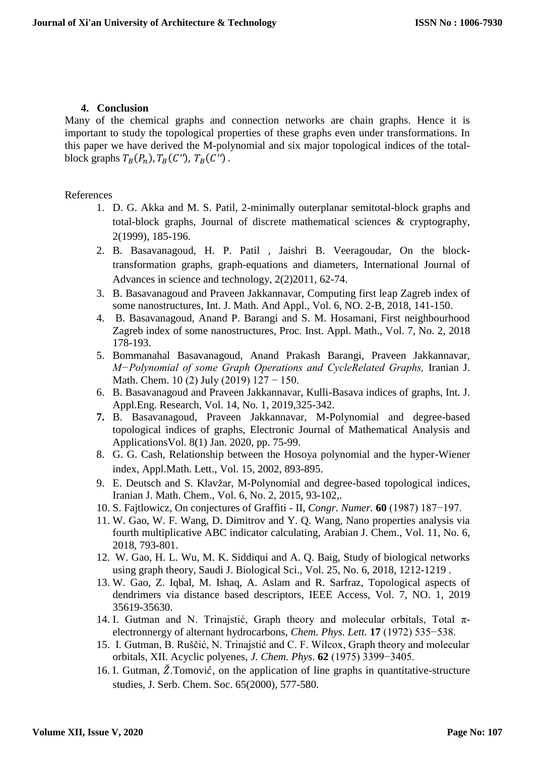## 4. Conclusion

Many of the chemical graphs and connection networks are chain graphs. Hence it is important to study the topological properties of these graphs even under transformations. In this paper we have derived the M-polynomial and six major topological indices of the total-block graphs $T_B(P_n), T_B(C''), T_B(C'')$.

References

1. D. G. Akka and M. S. Patil, 2-minimally outerplanar semitotal-block graphs and total-block graphs, Journal of discrete mathematical sciences & cryptography, 2(1999), 185-196.
2. B. Basavanagoud, H. P. Patil , Jaishri B. Veeragoudar, On the block-transformation graphs, graph-equations and diameters, International Journal of Advances in science and technology, 2(2)2011, 62-74.
3. B. Basavanagoud and Praveen Jakkannavar, Computing first leap Zagreb index of some nanostructures, Int. J. Math. And Appl., Vol. 6, NO. 2-B, 2018, 141-150.
4. B. Basavanagoud, Anand P. Barangi and S. M. Hosamani, First neighbourhood Zagreb index of some nanostructures, Proc. Inst. Appl. Math., Vol. 7, No. 2, 2018 178-193.
5. Bommanahal Basavanagoud, Anand Prakash Barangi, Praveen Jakkannavar, *M−Polynomial of some Graph Operations and CycleRelated Graphs,* Iranian J. Math. Chem. 10 (2) July (2019) 127 − 150.
6. B. Basavanagoud and Praveen Jakkannavar, Kulli-Basava indices of graphs, Int. J. Appl.Eng. Research, Vol. 14, No. 1, 2019,325-342.
7. B. Basavanagoud, Praveen Jakkannavar, M-Polynomial and degree-based topological indices of graphs, Electronic Journal of Mathematical Analysis and ApplicationsVol. 8(1) Jan. 2020, pp. 75-99.
8. G. G. Cash, Relationship between the Hosoya polynomial and the hyper-Wiener index, Appl.Math. Lett., Vol. 15, 2002, 893-895.
9. E. Deutsch and S. Klavžar, M-Polynomial and degree-based topological indices, Iranian J. Math. Chem., Vol. 6, No. 2, 2015, 93-102,.
10. S. Fajtlowicz, On conjectures of Graffiti - II, *Congr. Numer.* **60** (1987) 187−197.
11. W. Gao, W. F. Wang, D. Dimitrov and Y. Q. Wang, Nano properties analysis via fourth multiplicative ABC indicator calculating, Arabian J. Chem., Vol. 11, No. 6, 2018, 793-801.
12. W. Gao, H. L. Wu, M. K. Siddiqui and A. Q. Baig, Study of biological networks using graph theory, Saudi J. Biological Sci., Vol. 25, No. 6, 2018, 1212-1219 .
13. W. Gao, Z. Iqbal, M. Ishaq, A. Aslam and R. Sarfraz, Topological aspects of dendrimers via distance based descriptors, IEEE Access, Vol. 7, NO. 1, 2019 35619-35630.
14. I. Gutman and N. Trinajstić, Graph theory and molecular orbitals, Total π-electronnergy of alternant hydrocarbons, *Chem. Phys. Lett.* **17** (1972) 535−538.
15. I. Gutman, B. Ruščić, N. Trinajstić and C. F. Wilcox, Graph theory and molecular orbitals, XII. Acyclic polyenes, *J. Chem. Phys*. **62** (1975) 3399−3405.
16. I. Gutman, Ž.Tomović, on the application of line graphs in quantitative-structure studies, J. Serb. Chem. Soc. 65(2000), 577-580.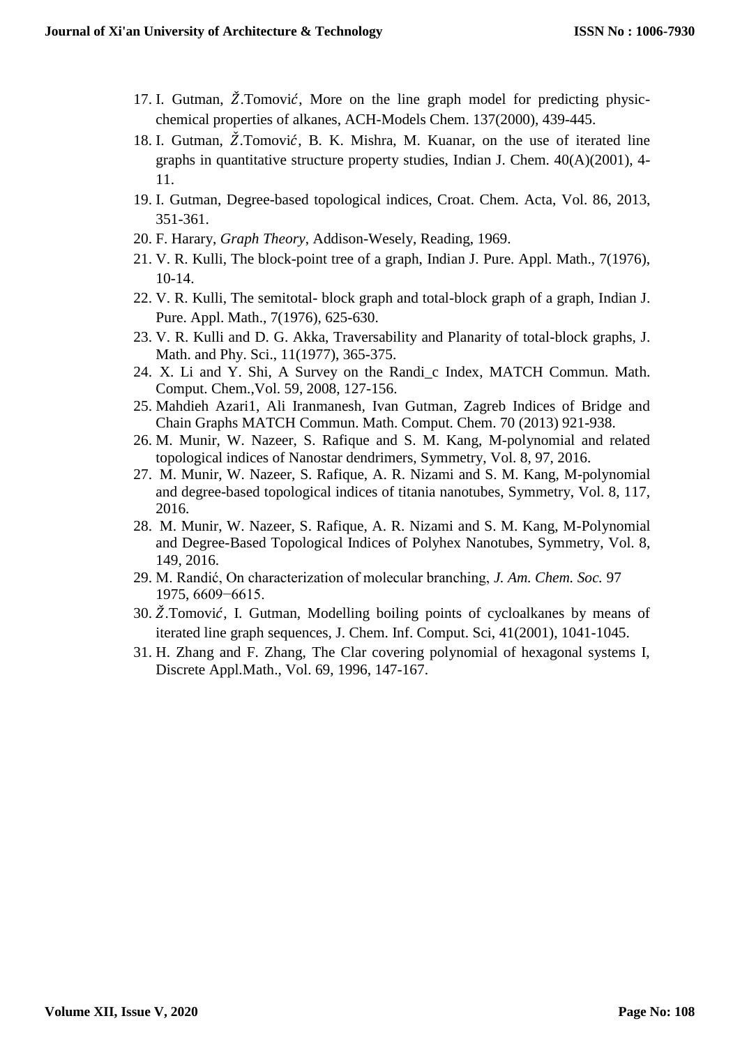17. I. Gutman, Ž.Tomović, More on the line graph model for predicting physic-chemical properties of alkanes, ACH-Models Chem. 137(2000), 439-445.
18. I. Gutman, Ž.Tomović, B. K. Mishra, M. Kuanar, on the use of iterated line graphs in quantitative structure property studies, Indian J. Chem. 40(A)(2001), 4-11.
19. I. Gutman, Degree-based topological indices, Croat. Chem. Acta, Vol. 86, 2013, 351-361.
20. F. Harary, *Graph Theory*, Addison-Wesely, Reading, 1969.
21. V. R. Kulli, The block-point tree of a graph, Indian J. Pure. Appl. Math., 7(1976), 10-14.
22. V. R. Kulli, The semitotal- block graph and total-block graph of a graph, Indian J. Pure. Appl. Math., 7(1976), 625-630.
23. V. R. Kulli and D. G. Akka, Traversability and Planarity of total-block graphs, J. Math. and Phy. Sci., 11(1977), 365-375.
24. X. Li and Y. Shi, A Survey on the Randi_c Index, MATCH Commun. Math. Comput. Chem.,Vol. 59, 2008, 127-156.
25. Mahdieh Azari1, Ali Iranmanesh, Ivan Gutman, Zagreb Indices of Bridge and Chain Graphs MATCH Commun. Math. Comput. Chem. 70 (2013) 921-938.
26. M. Munir, W. Nazeer, S. Rafique and S. M. Kang, M-polynomial and related topological indices of Nanostar dendrimers, Symmetry, Vol. 8, 97, 2016.
27. M. Munir, W. Nazeer, S. Rafique, A. R. Nizami and S. M. Kang, M-polynomial and degree-based topological indices of titania nanotubes, Symmetry, Vol. 8, 117, 2016.
28. M. Munir, W. Nazeer, S. Rafique, A. R. Nizami and S. M. Kang, M-Polynomial and Degree-Based Topological Indices of Polyhex Nanotubes, Symmetry, Vol. 8, 149, 2016.
29. M. Randić, On characterization of molecular branching, *J. Am. Chem. Soc.* 97 1975, 6609−6615.
30. Ž.Tomović, I. Gutman, Modelling boiling points of cycloalkanes by means of iterated line graph sequences, J. Chem. Inf. Comput. Sci, 41(2001), 1041-1045.
31. H. Zhang and F. Zhang, The Clar covering polynomial of hexagonal systems I, Discrete Appl.Math., Vol. 69, 1996, 147-167.